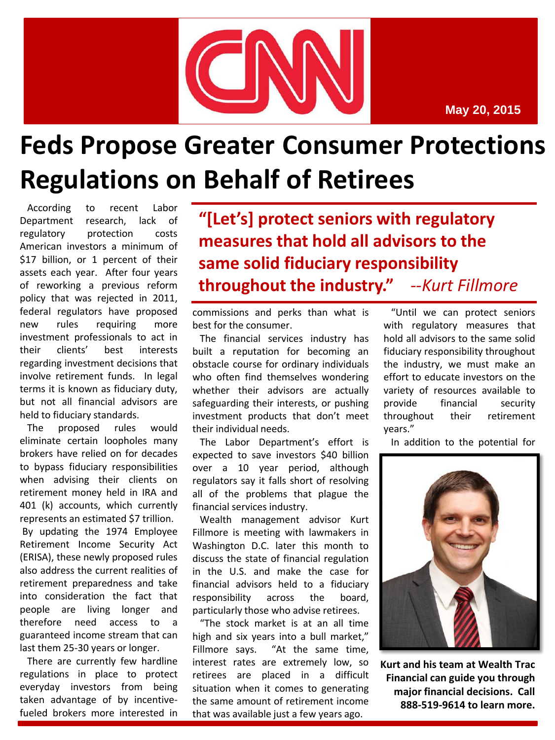May 20, 2015

# Feds Propose Greater Consumer Protections Regulations on Behalf of Retirees

According to recent Labor Department research, lack of regulatory protection costs American investors a minimum of $17 billion, or 1 percent of their assets each year. After four years of reworking a previous reform policy that was rejected in 2011, federal regulators have proposed new rules requiring more investment professionals to act in their clients' best interests regarding investment decisions that involve retirement funds. In legal terms it is known as fiduciary duty, but not all financial advisors are held to fiduciary standards.

The proposed rules would eliminate certain loopholes many brokers have relied on for decades to bypass fiduciary responsibilities when advising their clients on retirement money held in IRA and 401 (k) accounts, which currently represents an estimated $7 trillion.

By updating the 1974 Employee Retirement Income Security Act (ERISA), these newly proposed rules also address the current realities of retirement preparedness and take into consideration the fact that people are living longer and therefore need access to a guaranteed income stream that can last them 25-30 years or longer.

There are currently few hardline regulations in place to protect everyday investors from being taken advantage of by incentive-fueled brokers more interested in commissions and perks than what is best for the consumer.

**"[Let's] protect seniors with regulatory measures that hold all advisors to the same solid fiduciary responsibility throughout the industry."** *--Kurt Fillmore*

The financial services industry has built a reputation for becoming an obstacle course for ordinary individuals who often find themselves wondering whether their advisors are actually safeguarding their interests, or pushing investment products that don't meet their individual needs.

The Labor Department's effort is expected to save investors $40 billion over a 10 year period, although regulators say it falls short of resolving all of the problems that plague the financial services industry.

Wealth management advisor Kurt Fillmore is meeting with lawmakers in Washington D.C. later this month to discuss the state of financial regulation in the U.S. and make the case for financial advisors held to a fiduciary responsibility across the board, particularly those who advise retirees.

"The stock market is at an all time high and six years into a bull market," Fillmore says. "At the same time, interest rates are extremely low, so retirees are placed in a difficult situation when it comes to generating the same amount of retirement income that was available just a few years ago.

"Until we can protect seniors with regulatory measures that hold all advisors to the same solid fiduciary responsibility throughout the industry, we must make an effort to educate investors on the variety of resources available to provide financial security throughout their retirement years."

In addition to the potential for

**Kurt and his team at Wealth Trac Financial can guide you through major financial decisions. Call 888-519-9614 to learn more.**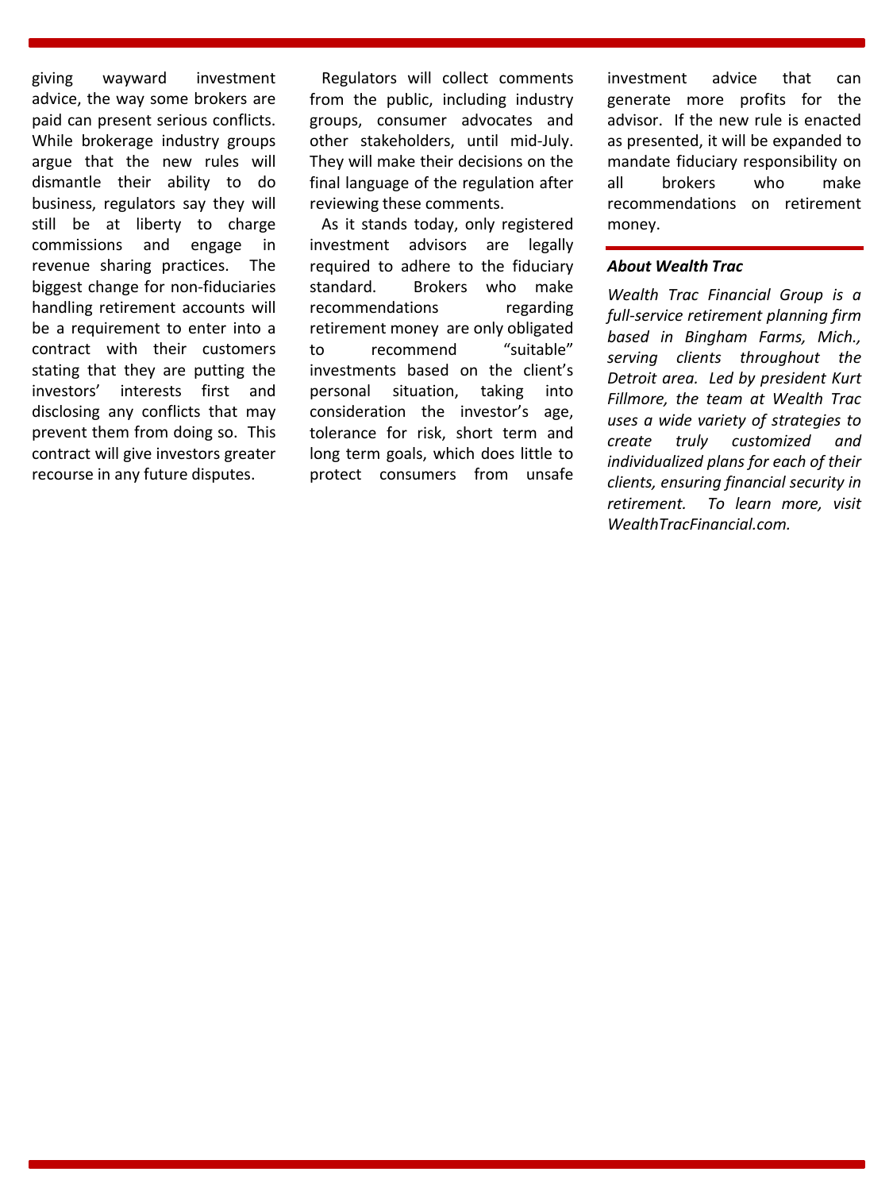giving wayward investment advice, the way some brokers are paid can present serious conflicts. While brokerage industry groups argue that the new rules will dismantle their ability to do business, regulators say they will still be at liberty to charge commissions and engage in revenue sharing practices. The biggest change for non-fiduciaries handling retirement accounts will be a requirement to enter into a contract with their customers stating that they are putting the investors' interests first and disclosing any conflicts that may prevent them from doing so. This contract will give investors greater recourse in any future disputes.

Regulators will collect comments from the public, including industry groups, consumer advocates and other stakeholders, until mid-July. They will make their decisions on the final language of the regulation after reviewing these comments.

As it stands today, only registered investment advisors are legally required to adhere to the fiduciary standard. Brokers who make recommendations regarding retirement money are only obligated to recommend "suitable" investments based on the client's personal situation, taking into consideration the investor's age, tolerance for risk, short term and long term goals, which does little to protect consumers from unsafe investment advice that can generate more profits for the advisor. If the new rule is enacted as presented, it will be expanded to mandate fiduciary responsibility on all brokers who make recommendations on retirement money.

***About Wealth Trac***

*Wealth Trac Financial Group is a full-service retirement planning firm based in Bingham Farms, Mich., serving clients throughout the Detroit area. Led by president Kurt Fillmore, the team at Wealth Trac uses a wide variety of strategies to create truly customized and individualized plans for each of their clients, ensuring financial security in retirement. To learn more, visit WealthTracFinancial.com.*